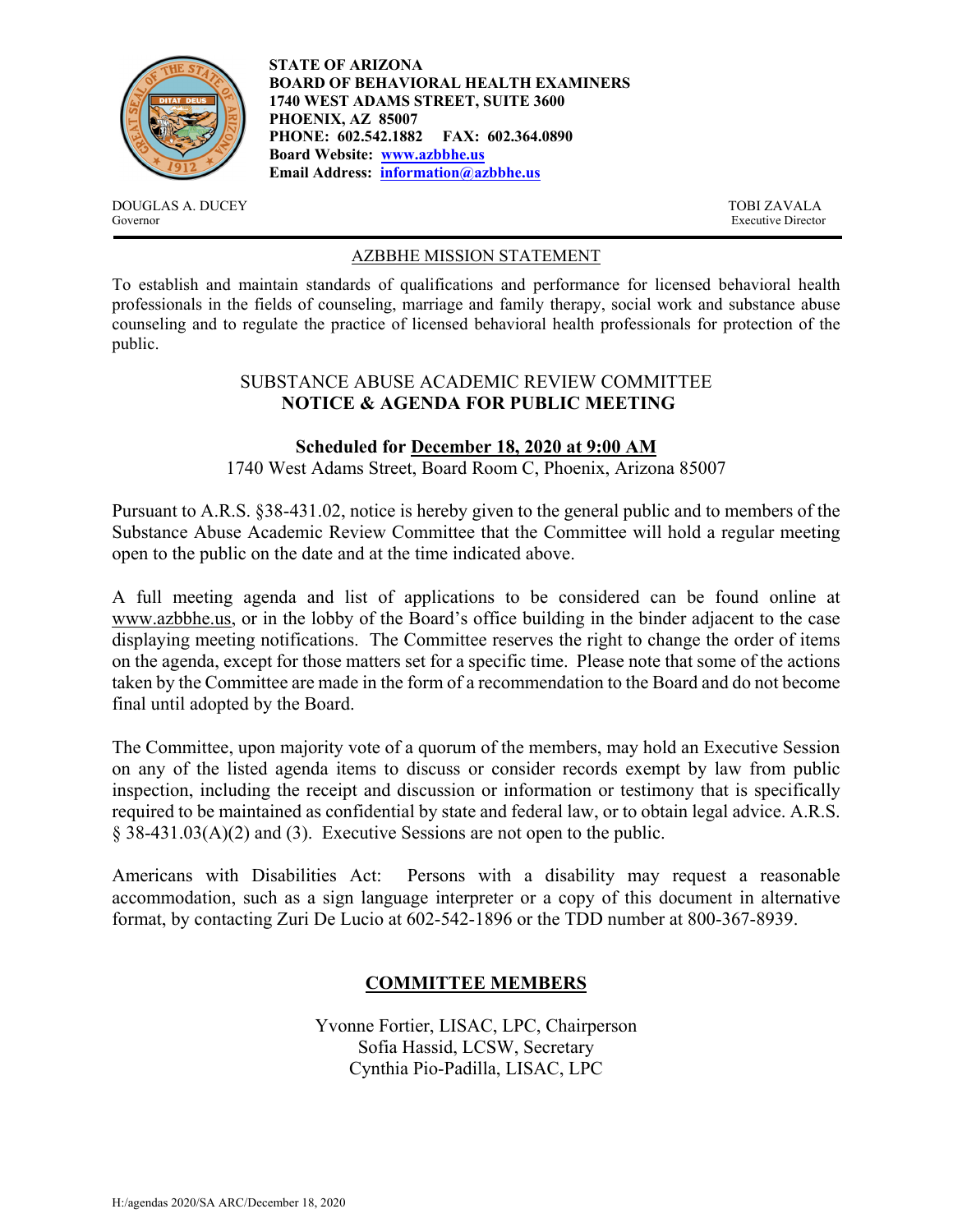**STATE OF ARIZONA**
**BOARD OF BEHAVIORAL HEALTH EXAMINERS**
**1740 WEST ADAMS STREET, SUITE 3600**
**PHOENIX, AZ 85007**
**PHONE: 602.542.1882 FAX: 602.364.0890**
**Board Website: www.azbbhe.us**
**Email Address: information@azbbhe.us**

DOUGLAS A. DUCEY
Governor

TOBI ZAVALA
Executive Director

## AZBBHE MISSION STATEMENT

To establish and maintain standards of qualifications and performance for licensed behavioral health professionals in the fields of counseling, marriage and family therapy, social work and substance abuse counseling and to regulate the practice of licensed behavioral health professionals for protection of the public.

## SUBSTANCE ABUSE ACADEMIC REVIEW COMMITTEE
## NOTICE & AGENDA FOR PUBLIC MEETING

**Scheduled for December 18, 2020 at 9:00 AM**
1740 West Adams Street, Board Room C, Phoenix, Arizona 85007

Pursuant to A.R.S. §38-431.02, notice is hereby given to the general public and to members of the Substance Abuse Academic Review Committee that the Committee will hold a regular meeting open to the public on the date and at the time indicated above.

A full meeting agenda and list of applications to be considered can be found online at www.azbbhe.us, or in the lobby of the Board's office building in the binder adjacent to the case displaying meeting notifications. The Committee reserves the right to change the order of items on the agenda, except for those matters set for a specific time. Please note that some of the actions taken by the Committee are made in the form of a recommendation to the Board and do not become final until adopted by the Board.

The Committee, upon majority vote of a quorum of the members, may hold an Executive Session on any of the listed agenda items to discuss or consider records exempt by law from public inspection, including the receipt and discussion or information or testimony that is specifically required to be maintained as confidential by state and federal law, or to obtain legal advice. A.R.S. § 38-431.03(A)(2) and (3). Executive Sessions are not open to the public.

Americans with Disabilities Act: Persons with a disability may request a reasonable accommodation, such as a sign language interpreter or a copy of this document in alternative format, by contacting Zuri De Lucio at 602-542-1896 or the TDD number at 800-367-8939.

## COMMITTEE MEMBERS

Yvonne Fortier, LISAC, LPC, Chairperson
Sofia Hassid, LCSW, Secretary
Cynthia Pio-Padilla, LISAC, LPC

H:/agendas 2020/SA ARC/December 18, 2020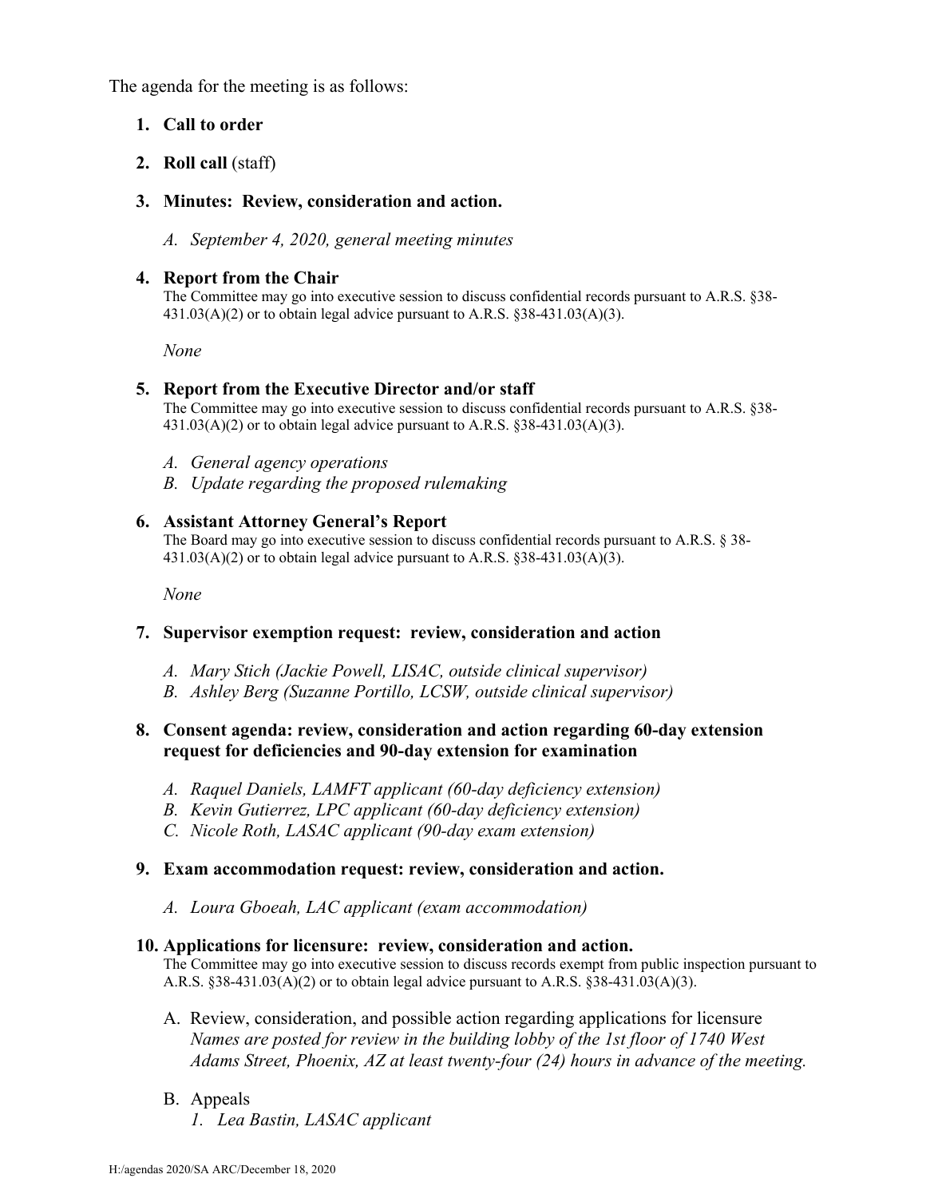The agenda for the meeting is as follows:

1. **Call to order**

2. **Roll call** (staff)

3. **Minutes: Review, consideration and action.**

   A. *September 4, 2020, general meeting minutes*

4. **Report from the Chair**
   The Committee may go into executive session to discuss confidential records pursuant to A.R.S. §38-431.03(A)(2) or to obtain legal advice pursuant to A.R.S. §38-431.03(A)(3).

   *None*

5. **Report from the Executive Director and/or staff**
   The Committee may go into executive session to discuss confidential records pursuant to A.R.S. §38-431.03(A)(2) or to obtain legal advice pursuant to A.R.S. §38-431.03(A)(3).

   A. *General agency operations*
   B. *Update regarding the proposed rulemaking*

6. **Assistant Attorney General's Report**
   The Board may go into executive session to discuss confidential records pursuant to A.R.S. § 38-431.03(A)(2) or to obtain legal advice pursuant to A.R.S. §38-431.03(A)(3).

   *None*

7. **Supervisor exemption request: review, consideration and action**

   A. *Mary Stich (Jackie Powell, LISAC, outside clinical supervisor)*
   B. *Ashley Berg (Suzanne Portillo, LCSW, outside clinical supervisor)*

8. **Consent agenda: review, consideration and action regarding 60-day extension request for deficiencies and 90-day extension for examination**

   A. *Raquel Daniels, LAMFT applicant (60-day deficiency extension)*
   B. *Kevin Gutierrez, LPC applicant (60-day deficiency extension)*
   C. *Nicole Roth, LASAC applicant (90-day exam extension)*

9. **Exam accommodation request: review, consideration and action.**

   A. *Loura Gboeah, LAC applicant (exam accommodation)*

10. **Applications for licensure: review, consideration and action.**
    The Committee may go into executive session to discuss records exempt from public inspection pursuant to A.R.S. §38-431.03(A)(2) or to obtain legal advice pursuant to A.R.S. §38-431.03(A)(3).

    A. Review, consideration, and possible action regarding applications for licensure
       *Names are posted for review in the building lobby of the 1st floor of 1740 West Adams Street, Phoenix, AZ at least twenty-four (24) hours in advance of the meeting.*

    B. Appeals
       1. *Lea Bastin, LASAC applicant*

H:/agendas 2020/SA ARC/December 18, 2020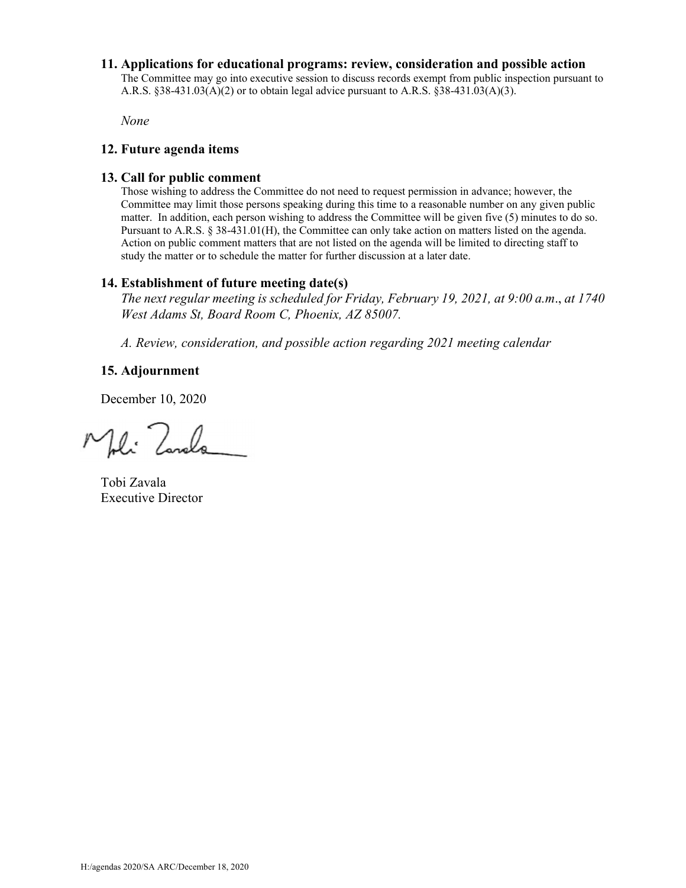### 11. Applications for educational programs: review, consideration and possible action

The Committee may go into executive session to discuss records exempt from public inspection pursuant to A.R.S. §38-431.03(A)(2) or to obtain legal advice pursuant to A.R.S. §38-431.03(A)(3).

*None*

### 12. Future agenda items

### 13. Call for public comment

Those wishing to address the Committee do not need to request permission in advance; however, the Committee may limit those persons speaking during this time to a reasonable number on any given public matter. In addition, each person wishing to address the Committee will be given five (5) minutes to do so. Pursuant to A.R.S. § 38-431.01(H), the Committee can only take action on matters listed on the agenda. Action on public comment matters that are not listed on the agenda will be limited to directing staff to study the matter or to schedule the matter for further discussion at a later date.

### 14. Establishment of future meeting date(s)

*The next regular meeting is scheduled for Friday, February 19, 2021, at 9:00 a.m., at 1740 West Adams St, Board Room C, Phoenix, AZ 85007.*

*A. Review, consideration, and possible action regarding 2021 meeting calendar*

### 15. Adjournment

December 10, 2020

Tobi Zavala
Executive Director

H:/agendas 2020/SA ARC/December 18, 2020